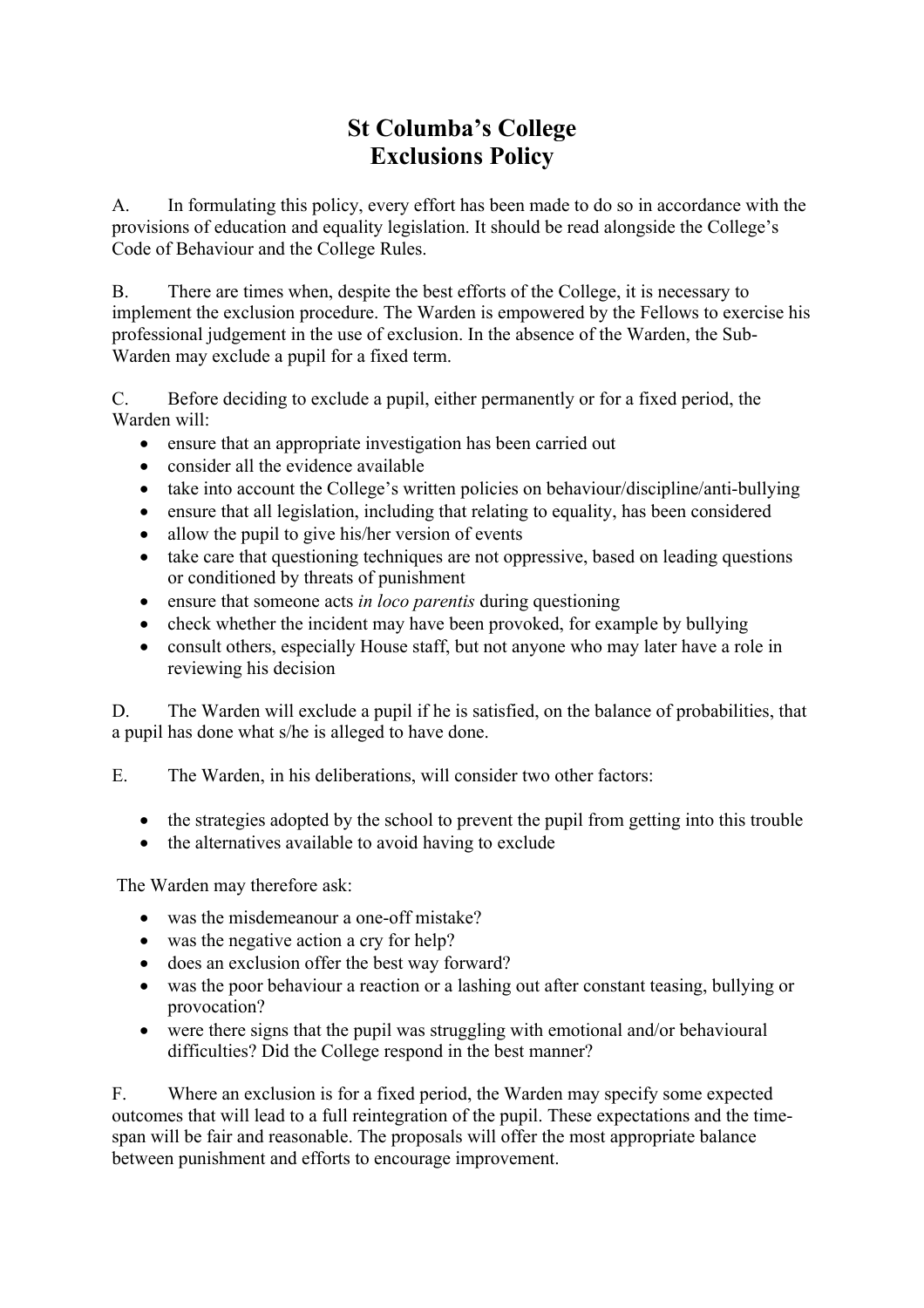# St Columba's College
# Exclusions Policy

A. In formulating this policy, every effort has been made to do so in accordance with the provisions of education and equality legislation. It should be read alongside the College's Code of Behaviour and the College Rules.

B. There are times when, despite the best efforts of the College, it is necessary to implement the exclusion procedure. The Warden is empowered by the Fellows to exercise his professional judgement in the use of exclusion. In the absence of the Warden, the Sub-Warden may exclude a pupil for a fixed term.

C. Before deciding to exclude a pupil, either permanently or for a fixed period, the Warden will:

- ensure that an appropriate investigation has been carried out
- consider all the evidence available
- take into account the College's written policies on behaviour/discipline/anti-bullying
- ensure that all legislation, including that relating to equality, has been considered
- allow the pupil to give his/her version of events
- take care that questioning techniques are not oppressive, based on leading questions or conditioned by threats of punishment
- ensure that someone acts *in loco parentis* during questioning
- check whether the incident may have been provoked, for example by bullying
- consult others, especially House staff, but not anyone who may later have a role in reviewing his decision

D. The Warden will exclude a pupil if he is satisfied, on the balance of probabilities, that a pupil has done what s/he is alleged to have done.

E. The Warden, in his deliberations, will consider two other factors:

- the strategies adopted by the school to prevent the pupil from getting into this trouble
- the alternatives available to avoid having to exclude

The Warden may therefore ask:

- was the misdemeanour a one-off mistake?
- was the negative action a cry for help?
- does an exclusion offer the best way forward?
- was the poor behaviour a reaction or a lashing out after constant teasing, bullying or provocation?
- were there signs that the pupil was struggling with emotional and/or behavioural difficulties? Did the College respond in the best manner?

F. Where an exclusion is for a fixed period, the Warden may specify some expected outcomes that will lead to a full reintegration of the pupil. These expectations and the time-span will be fair and reasonable. The proposals will offer the most appropriate balance between punishment and efforts to encourage improvement.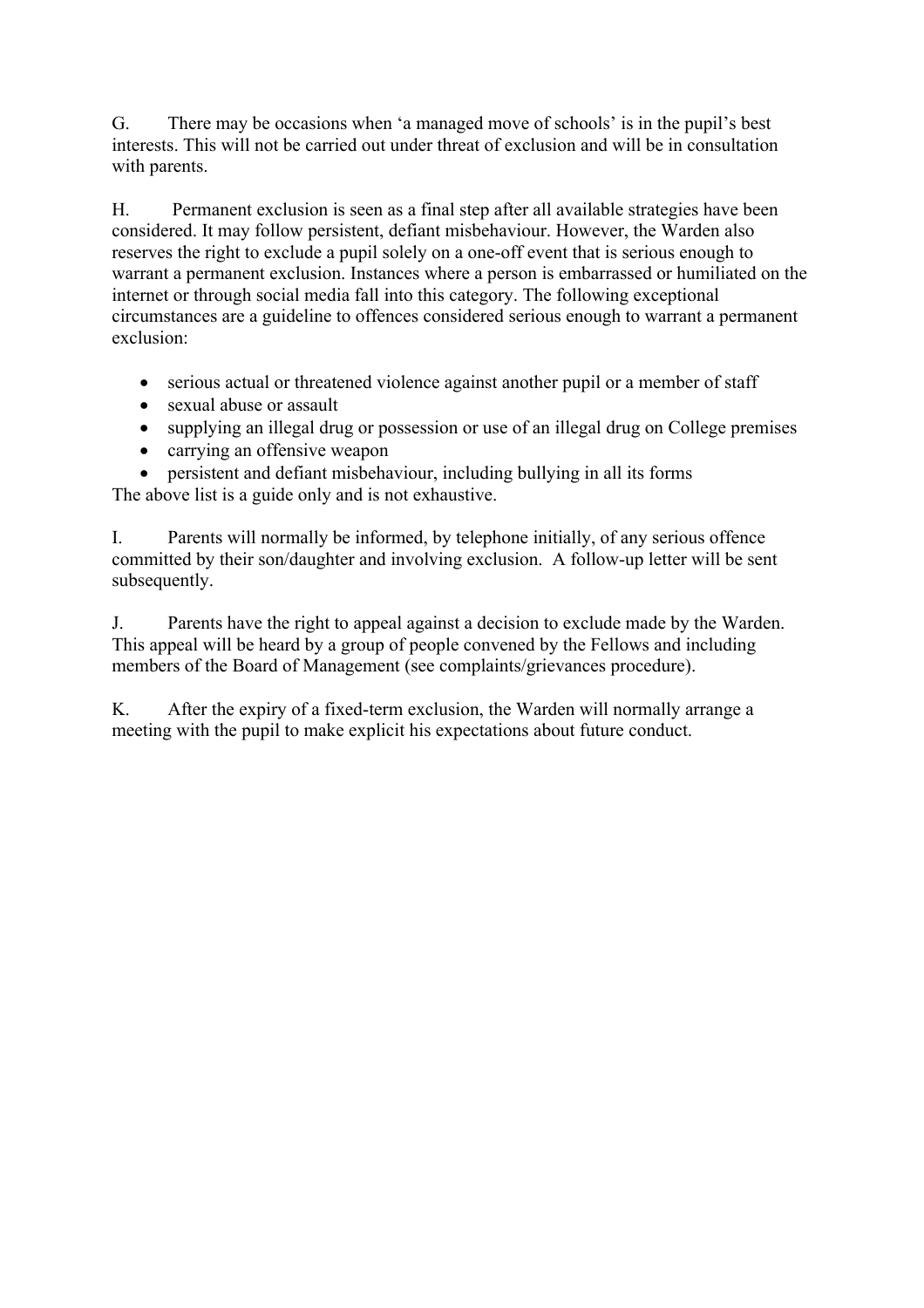G. There may be occasions when 'a managed move of schools' is in the pupil's best interests. This will not be carried out under threat of exclusion and will be in consultation with parents.

H. Permanent exclusion is seen as a final step after all available strategies have been considered. It may follow persistent, defiant misbehaviour. However, the Warden also reserves the right to exclude a pupil solely on a one-off event that is serious enough to warrant a permanent exclusion. Instances where a person is embarrassed or humiliated on the internet or through social media fall into this category. The following exceptional circumstances are a guideline to offences considered serious enough to warrant a permanent exclusion:

- serious actual or threatened violence against another pupil or a member of staff
- sexual abuse or assault
- supplying an illegal drug or possession or use of an illegal drug on College premises
- carrying an offensive weapon
- persistent and defiant misbehaviour, including bullying in all its forms

The above list is a guide only and is not exhaustive.

I. Parents will normally be informed, by telephone initially, of any serious offence committed by their son/daughter and involving exclusion. A follow-up letter will be sent subsequently.

J. Parents have the right to appeal against a decision to exclude made by the Warden. This appeal will be heard by a group of people convened by the Fellows and including members of the Board of Management (see complaints/grievances procedure).

K. After the expiry of a fixed-term exclusion, the Warden will normally arrange a meeting with the pupil to make explicit his expectations about future conduct.